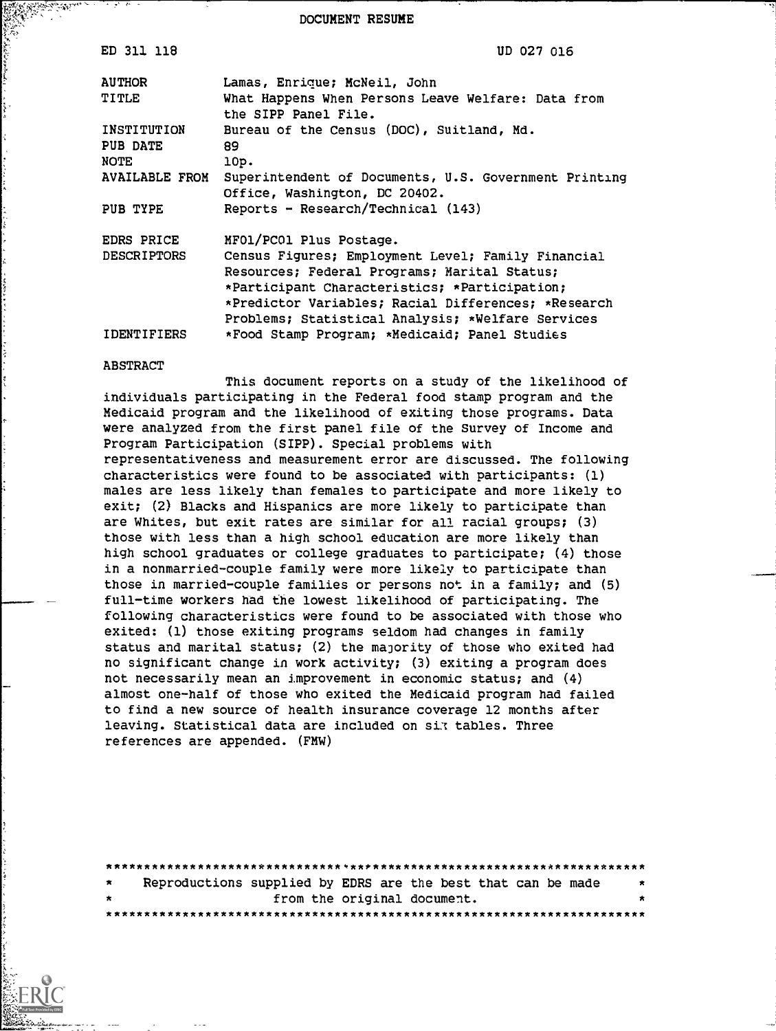DOCUMENT RESUME

| | |
|---|---|
| ED 311 118 | UD 027 016 |
| AUTHOR | Lamas, Enrique; McNeil, John |
| TITLE | What Happens When Persons Leave Welfare: Data from the SIPP Panel File. |
| INSTITUTION | Bureau of the Census (DOC), Suitland, Md. |
| PUB DATE | 89 |
| NOTE | 10p. |
| AVAILABLE FROM | Superintendent of Documents, U.S. Government Printing Office, Washington, DC 20402. |
| PUB TYPE | Reports - Research/Technical (143) |
| EDRS PRICE | MF01/PC01 Plus Postage. |
| DESCRIPTORS | Census Figures; Employment Level; Family Financial Resources; Federal Programs; Marital Status; *Participant Characteristics; *Participation; *Predictor Variables; Racial Differences; *Research Problems; Statistical Analysis; *Welfare Services |
| IDENTIFIERS | *Food Stamp Program; *Medicaid; Panel Studies |

ABSTRACT

This document reports on a study of the likelihood of individuals participating in the Federal food stamp program and the Medicaid program and the likelihood of exiting those programs. Data were analyzed from the first panel file of the Survey of Income and Program Participation (SIPP). Special problems with representativeness and measurement error are discussed. The following characteristics were found to be associated with participants: (1) males are less likely than females to participate and more likely to exit; (2) Blacks and Hispanics are more likely to participate than are Whites, but exit rates are similar for all racial groups; (3) those with less than a high school education are more likely than high school graduates or college graduates to participate; (4) those in a nonmarried-couple family were more likely to participate than those in married-couple families or persons not in a family; and (5) full-time workers had the lowest likelihood of participating. The following characteristics were found to be associated with those who exited: (1) those exiting programs seldom had changes in family status and marital status; (2) the majority of those who exited had no significant change in work activity; (3) exiting a program does not necessarily mean an improvement in economic status; and (4) almost one-half of those who exited the Medicaid program had failed to find a new source of health insurance coverage 12 months after leaving. Statistical data are included on six tables. Three references are appended. (FMW)

***********************************************************************
* Reproductions supplied by EDRS are the best that can be made *
* from the original document. *
***********************************************************************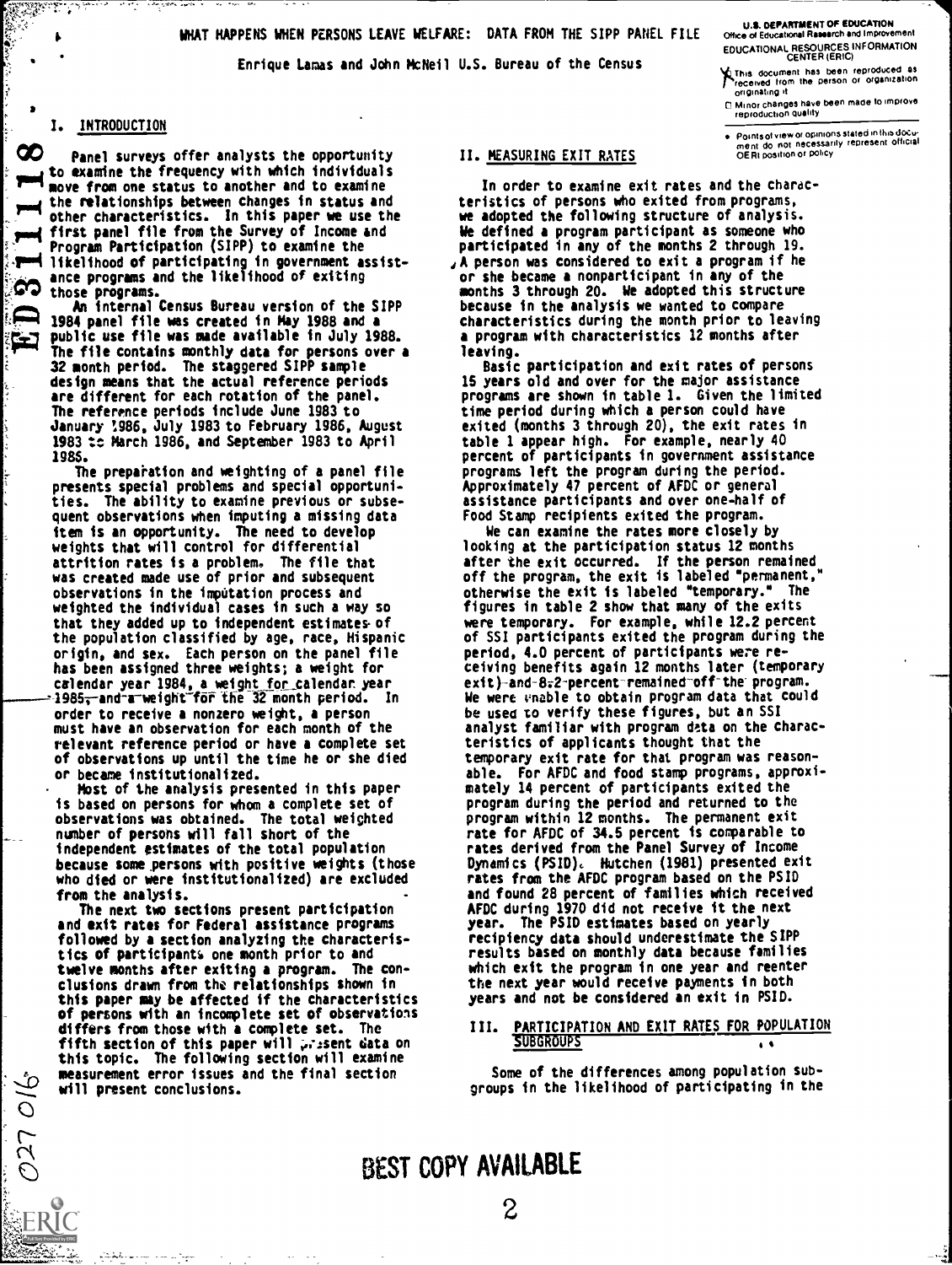# WHAT HAPPENS WHEN PERSONS LEAVE WELFARE: DATA FROM THE SIPP PANEL FILE

Enrique Lamas and John McNeil U.S. Bureau of the Census

## I. INTRODUCTION

Panel surveys offer analysts the opportunity to examine the frequency with which individuals move from one status to another and to examine the relationships between changes in status and other characteristics. In this paper we use the first panel file from the Survey of Income and Program Participation (SIPP) to examine the likelihood of participating in government assistance programs and the likelihood of exiting those programs.

An internal Census Bureau version of the SIPP 1984 panel file was created in May 1988 and a public use file was made available in July 1988. The file contains monthly data for persons over a 32 month period. The staggered SIPP sample design means that the actual reference periods are different for each rotation of the panel. The reference periods include June 1983 to January 1986, July 1983 to February 1986, August 1983 to March 1986, and September 1983 to April 1986.

The preparation and weighting of a panel file presents special problems and special opportunities. The ability to examine previous or subsequent observations when imputing a missing data item is an opportunity. The need to develop weights that will control for differential attrition rates is a problem. The file that was created made use of prior and subsequent observations in the imputation process and weighted the individual cases in such a way so that they added up to independent estimates of the population classified by age, race, Hispanic origin, and sex. Each person on the panel file has been assigned three weights; a weight for calendar year 1984, a weight for calendar year 1985, and a weight for the 32 month period. In order to receive a nonzero weight, a person must have an observation for each month of the relevant reference period or have a complete set of observations up until the time he or she died or became institutionalized.

Most of the analysis presented in this paper is based on persons for whom a complete set of observations was obtained. The total weighted number of persons will fall short of the independent estimates of the total population because some persons with positive weights (those who died or were institutionalized) are excluded from the analysis.

The next two sections present participation and exit rates for Federal assistance programs followed by a section analyzing the characteristics of participants one month prior to and twelve months after exiting a program. The conclusions drawn from the relationships shown in this paper may be affected if the characteristics of persons with an incomplete set of observations differs from those with a complete set. The fifth section of this paper will present data on this topic. The following section will examine measurement error issues and the final section will present conclusions.

## II. MEASURING EXIT RATES

In order to examine exit rates and the characteristics of persons who exited from programs, we adopted the following structure of analysis. We defined a program participant as someone who participated in any of the months 2 through 19. A person was considered to exit a program if he or she became a nonparticipant in any of the months 3 through 20. We adopted this structure because in the analysis we wanted to compare characteristics during the month prior to leaving a program with characteristics 12 months after leaving.

Basic participation and exit rates of persons 15 years old and over for the major assistance programs are shown in table 1. Given the limited time period during which a person could have exited (months 3 through 20), the exit rates in table 1 appear high. For example, nearly 40 percent of participants in government assistance programs left the program during the period. Approximately 47 percent of AFDC or general assistance participants and over one-half of Food Stamp recipients exited the program.

We can examine the rates more closely by looking at the participation status 12 months after the exit occurred. If the person remained off the program, the exit is labeled "permanent," otherwise the exit is labeled "temporary." The figures in table 2 show that many of the exits were temporary. For example, while 12.2 percent of SSI participants exited the program during the period, 4.0 percent of participants were receiving benefits again 12 months later (temporary exit) and 8.2 percent remained off the program. We were unable to obtain program data that could be used to verify these figures, but an SSI analyst familiar with program data on the characteristics of applicants thought that the temporary exit rate for that program was reasonable. For AFDC and food stamp programs, approximately 14 percent of participants exited the program during the period and returned to the program within 12 months. The permanent exit rate for AFDC of 34.5 percent is comparable to rates derived from the Panel Survey of Income Dynamics (PSID). Hutchen (1981) presented exit rates from the AFDC program based on the PSID and found 28 percent of families which received AFDC during 1970 did not receive it the next year. The PSID estimates based on yearly recipiency data should underestimate the SIPP results based on monthly data because families which exit the program in one year and reenter the next year would receive payments in both years and not be considered an exit in PSID.

## III. PARTICIPATION AND EXIT RATES FOR POPULATION SUBGROUPS

Some of the differences among population subgroups in the likelihood of participating in the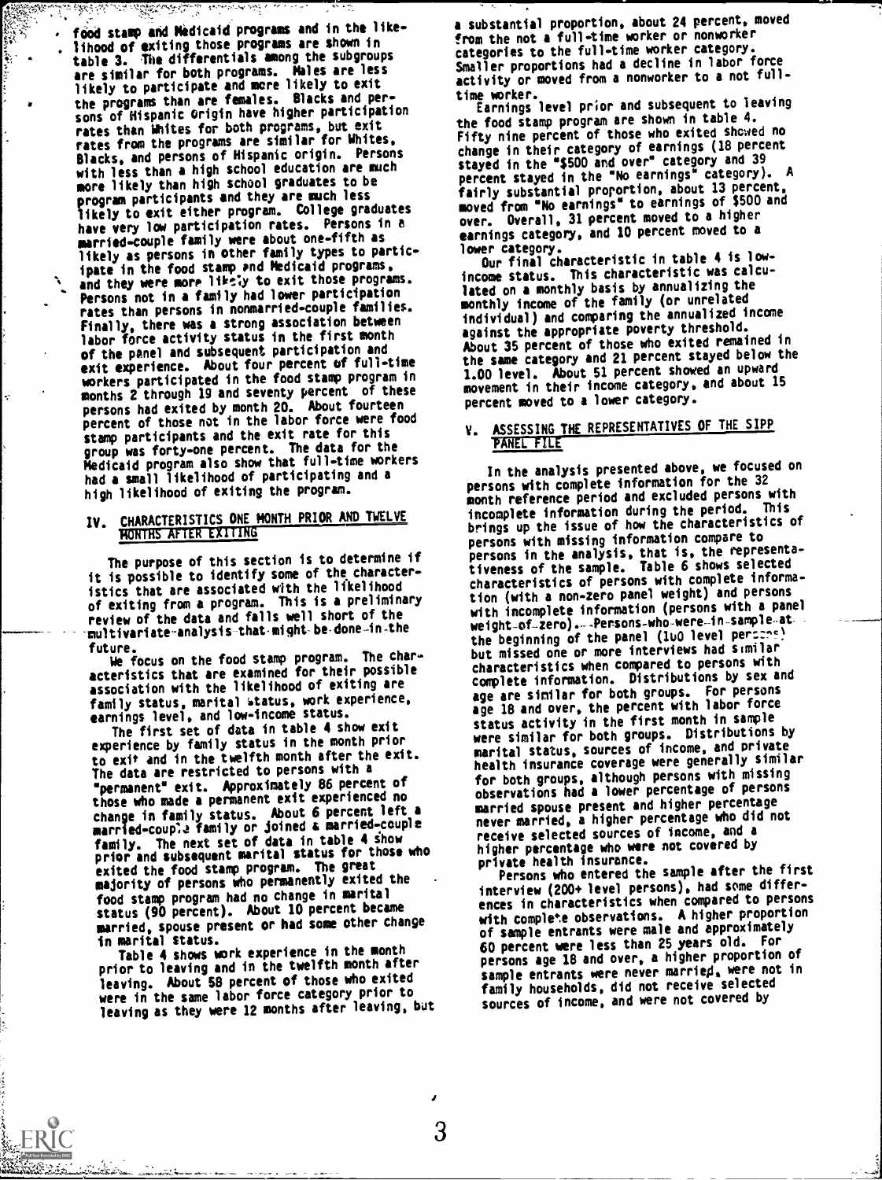food stamp and Medicaid programs and in the likelihood of exiting those programs are shown in table 3. The differentials among the subgroups are similar for both programs. Males are less likely to participate and more likely to exit the programs than are females. Blacks and persons of Hispanic origin have higher participation rates than Whites for both programs, but exit rates from the programs are similar for Whites, Blacks, and persons of Hispanic origin. Persons with less than a high school education are much more likely than high school graduates to be program participants and they are much less likely to exit either program. College graduates have very low participation rates. Persons in a married-couple family were about one-fifth as likely as persons in other family types to participate in the food stamp and Medicaid programs, and they were more likely to exit those programs. Persons not in a family had lower participation rates than persons in nonmarried-couple families. Finally, there was a strong association between labor force activity status in the first month of the panel and subsequent participation and exit experience. About four percent of full-time workers participated in the food stamp program in months 2 through 19 and seventy percent of these persons had exited by month 20. About fourteen percent of those not in the labor force were food stamp participants and the exit rate for this group was forty-one percent. The data for the Medicaid program also show that full-time workers had a small likelihood of participating and a high likelihood of exiting the program.

## IV. CHARACTERISTICS ONE MONTH PRIOR AND TWELVE MONTHS AFTER EXITING

The purpose of this section is to determine if it is possible to identify some of the characteristics that are associated with the likelihood of exiting from a program. This is a preliminary review of the data and falls well short of the multivariate analysis that might be done in the future.

We focus on the food stamp program. The characteristics that are examined for their possible association with the likelihood of exiting are family status, marital status, work experience, earnings level, and low-income status.

The first set of data in table 4 show exit experience by family status in the month prior to exit and in the twelfth month after the exit. The data are restricted to persons with a "permanent" exit. Approximately 86 percent of those who made a permanent exit experienced no change in family status. About 6 percent left a married-couple family or joined a married-couple family. The next set of data in table 4 show prior and subsequent marital status for those who exited the food stamp program. The great majority of persons who permanently exited the food stamp program had no change in marital status (90 percent). About 10 percent became married, spouse present or had some other change in marital status.

Table 4 shows work experience in the month prior to leaving and in the twelfth month after leaving. About 58 percent of those who exited were in the same labor force category prior to leaving as they were 12 months after leaving, but a substantial proportion, about 24 percent, moved from the not a full-time worker or nonworker categories to the full-time worker category. Smaller proportions had a decline in labor force activity or moved from a nonworker to a not full-time worker.

Earnings level prior and subsequent to leaving the food stamp program are shown in table 4. Fifty nine percent of those who exited showed no change in their category of earnings (18 percent stayed in the "$500 and over" category and 39 percent stayed in the "No earnings" category). A fairly substantial proportion, about 13 percent, moved from "No earnings" to earnings of $500 and over. Overall, 31 percent moved to a higher earnings category, and 10 percent moved to a lower category.

Our final characteristic in table 4 is low-income status. This characteristic was calculated on a monthly basis by annualizing the monthly income of the family (or unrelated individual) and comparing the annualized income against the appropriate poverty threshold. About 35 percent of those who exited remained in the same category and 21 percent stayed below the 1.00 level. About 51 percent showed an upward movement in their income category, and about 15 percent moved to a lower category.

## V. ASSESSING THE REPRESENTATIVES OF THE SIPP PANEL FILE

In the analysis presented above, we focused on persons with complete information for the 32 month reference period and excluded persons with incomplete information during the period. This brings up the issue of how the characteristics of persons with missing information compare to persons in the analysis, that is, the representativeness of the sample. Table 6 shows selected characteristics of persons with complete information (with a non-zero panel weight) and persons with incomplete information (persons with a panel weight of zero). Persons who were in sample at the beginning of the panel (100 level persons) but missed one or more interviews had similar characteristics when compared to persons with complete information. Distributions by sex and age are similar for both groups. For persons age 18 and over, the percent with labor force status activity in the first month in sample were similar for both groups. Distributions by marital status, sources of income, and private health insurance coverage were generally similar for both groups, although persons with missing observations had a lower percentage of persons married spouse present and higher percentage never married, a higher percentage who did not receive selected sources of income, and a higher percentage who were not covered by private health insurance.

Persons who entered the sample after the first interview (200+ level persons), had some differences in characteristics when compared to persons with complete observations. A higher proportion of sample entrants were male and approximately 60 percent were less than 25 years old. For persons age 18 and over, a higher proportion of sample entrants were never married, were not in family households, did not receive selected sources of income, and were not covered by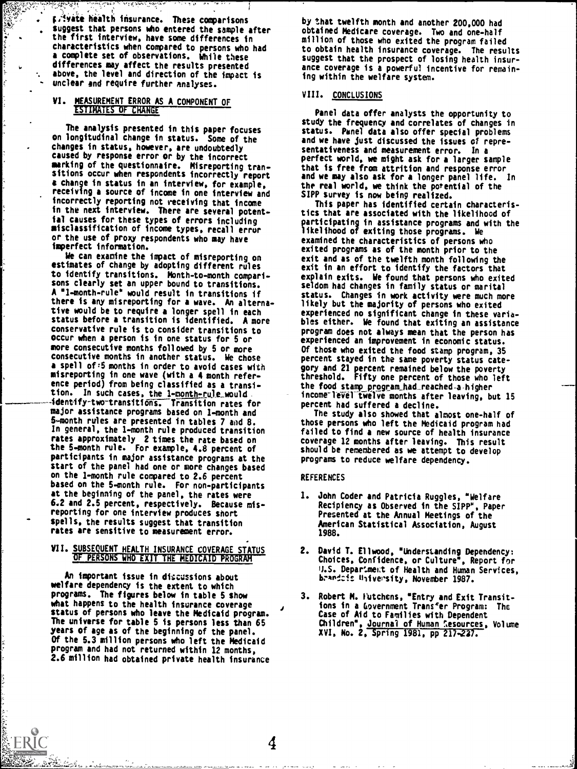private health insurance. These comparisons suggest that persons who entered the sample after the first interview, have some differences in characteristics when compared to persons who had a complete set of observations. While these differences may affect the results presented above, the level and direction of the impact is unclear and require further analyses.

## VI. MEASUREMENT ERROR AS A COMPONENT OF ESTIMATES OF CHANGE

The analysis presented in this paper focuses on longitudinal change in status. Some of the changes in status, however, are undoubtedly caused by response error or by the incorrect marking of the questionnaire. Misreporting transitions occur when respondents incorrectly report a change in status in an interview, for example, receiving a source of income in one interview and incorrectly reporting not receiving that income in the next interview. There are several potential causes for these types of errors including misclassification of income types, recall error or the use of proxy respondents who may have imperfect information.

We can examine the impact of misreporting on estimates of change by adopting different rules to identify transitions. Month-to-month comparisons clearly set an upper bound to transitions. A "1-month-rule" would result in transitions if there is any misreporting for a wave. An alternative would be to require a longer spell in each status before a transition is identified. A more conservative rule is to consider transitions to occur when a person is in one status for 5 or more consecutive months followed by 5 or more consecutive months in another status. We chose a spell of 5 months in order to avoid cases with misreporting in one wave (with a 4 month reference period) from being classified as a transition. In such cases, the 1-month-rule would identify two transitions. Transition rates for major assistance programs based on 1-month and 5-month rules are presented in tables 7 and 8. In general, the 1-month rule produced transition rates approximately 2 times the rate based on the 5-month rule. For example, 4.8 percent of participants in major assistance programs at the start of the panel had one or more changes based on the 1-month rule compared to 2.6 percent based on the 5-month rule. For non-participants at the beginning of the panel, the rates were 6.2 and 2.5 percent, respectively. Because misreporting for one interview produces short spells, the results suggest that transition rates are sensitive to measurement error.

## VII. SUBSEQUENT HEALTH INSURANCE COVERAGE STATUS OF PERSONS WHO EXIT THE MEDICAID PROGRAM

An important issue in discussions about welfare dependency is the extent to which programs. The figures below in table 5 show what happens to the health insurance coverage status of persons who leave the Medicaid program. The universe for table 5 is persons less than 65 years of age as of the beginning of the panel. Of the 5.3 million persons who left the Medicaid program and had not returned within 12 months, 2.6 million had obtained private health insurance by that twelfth month and another 200,000 had obtained Medicare coverage. Two and one-half million of those who exited the program failed to obtain health insurance coverage. The results suggest that the prospect of losing health insurance coverage is a powerful incentive for remaining within the welfare system.

## VIII. CONCLUSIONS

Panel data offer analysts the opportunity to study the frequency and correlates of changes in status. Panel data also offer special problems and we have just discussed the issues of representativeness and measurement error. In a perfect world, we might ask for a larger sample that is free from attrition and response error and we may also ask for a longer panel life. In the real world, we think the potential of the SIPP survey is now being realized.

This paper has identified certain characteristics that are associated with the likelihood of participating in assistance programs and with the likelihood of exiting those programs. We examined the characteristics of persons who exited programs as of the month prior to the exit and as of the twelfth month following the exit in an effort to identify the factors that explain exits. We found that persons who exited seldom had changes in family status or marital status. Changes in work activity were much more likely but the majority of persons who exited experienced no significant change in these variables either. We found that exiting an assistance program does not always mean that the person has experienced an improvement in economic status. Of those who exited the food stamp program, 35 percent stayed in the same poverty status category and 21 percent remained below the poverty threshold. Fifty one percent of those who left the food stamp program had reached a higher income level twelve months after leaving, but 15 percent had suffered a decline.

The study also showed that almost one-half of those persons who left the Medicaid program had failed to find a new source of health insurance coverage 12 months after leaving. This result should be remembered as we attempt to develop programs to reduce welfare dependency.

## REFERENCES

1. John Coder and Patricia Ruggles, "Welfare Recipiency as Observed in the SIPP", Paper Presented at the Annual Meetings of the American Statistical Association, August 1988.

2. David T. Ellwood, "Understanding Dependency: Choices, Confidence, or Culture", Report for U.S. Department of Health and Human Services, Brandeis University, November 1987.

3. Robert M. Hutchens, "Entry and Exit Transitions in a Government Transfer Program: The Case of Aid to Families with Dependent Children", Journal of Human Resources, Volume XVI, No. 2, Spring 1981, pp 217-237.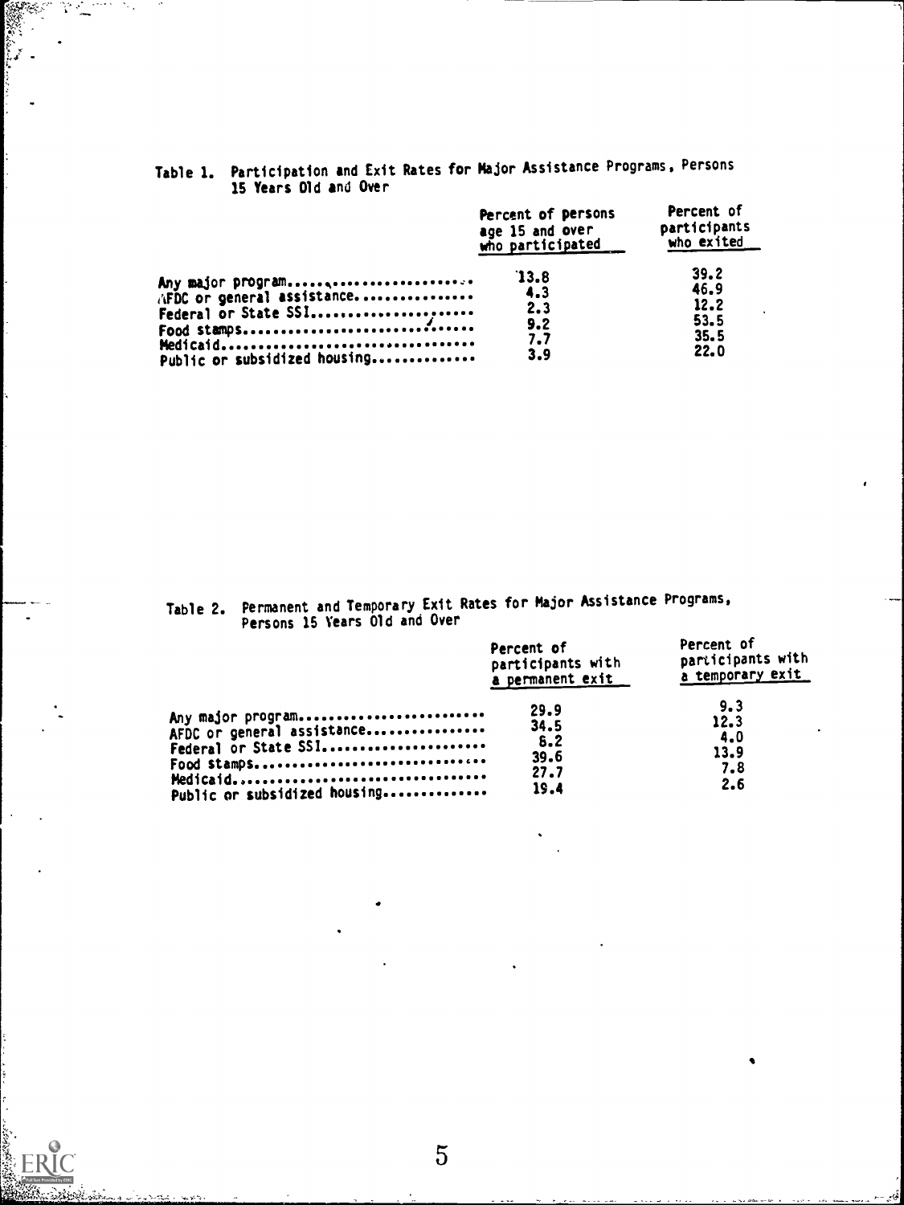Table 1. Participation and Exit Rates for Major Assistance Programs, Persons 15 Years Old and Over

| | Percent of persons age 15 and over who participated | Percent of participants who exited |
|---|---|---|
| Any major program | 13.8 | 39.2 |
| AFDC or general assistance | 4.3 | 46.9 |
| Federal or State SSI | 2.3 | 12.2 |
| Food stamps | 9.2 | 53.5 |
| Medicaid | 7.7 | 35.5 |
| Public or subsidized housing | 3.9 | 22.0 |

Table 2. Permanent and Temporary Exit Rates for Major Assistance Programs, Persons 15 Years Old and Over

| | Percent of participants with a permanent exit | Percent of participants with a temporary exit |
|---|---|---|
| Any major program | 29.9 | 9.3 |
| AFDC or general assistance | 34.5 | 12.3 |
| Federal or State SSI | 8.2 | 4.0 |
| Food stamps | 39.6 | 13.9 |
| Medicaid | 27.7 | 7.8 |
| Public or subsidized housing | 19.4 | 2.6 |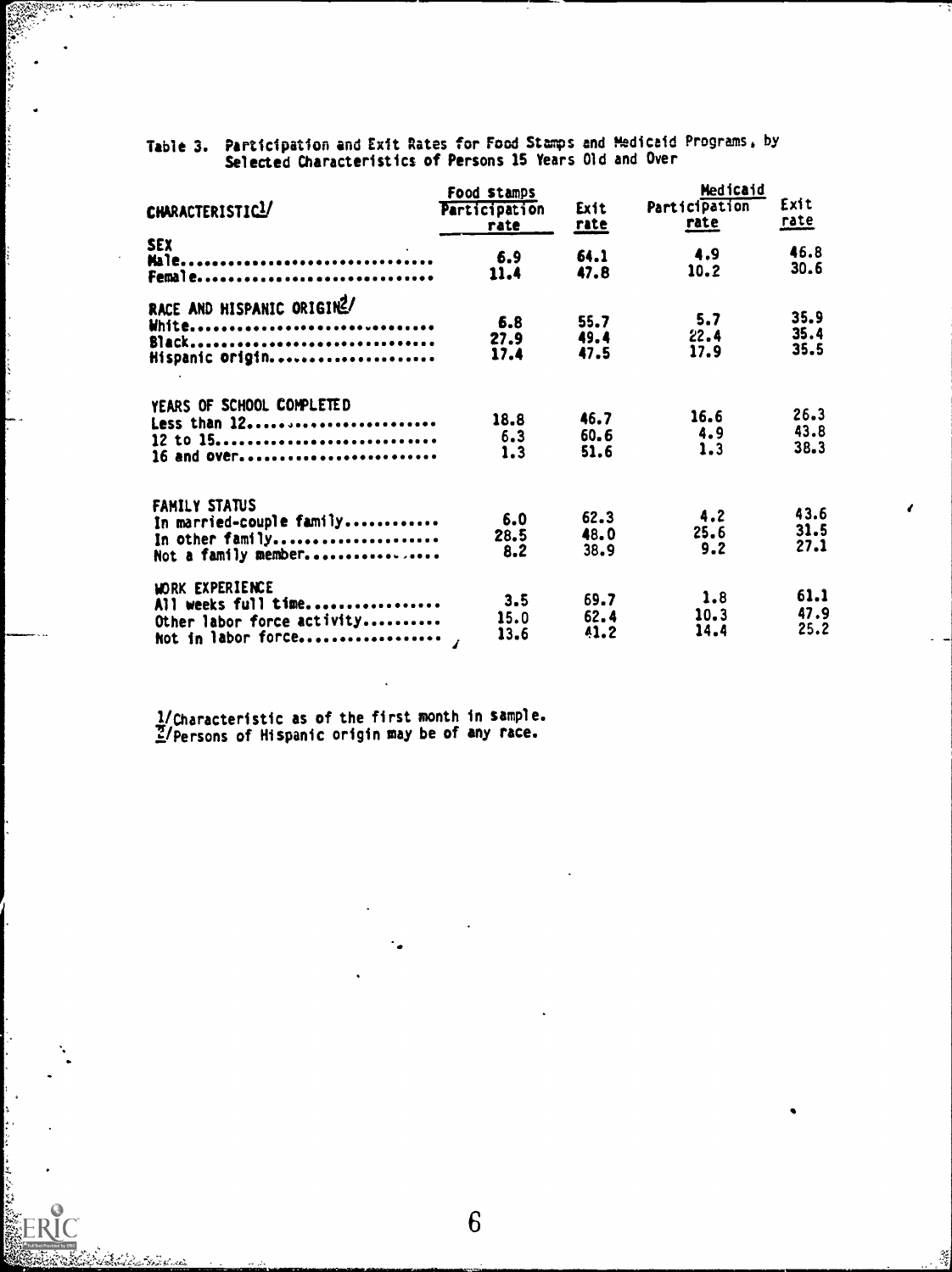Table 3. Participation and Exit Rates for Food Stamps and Medicaid Programs, by Selected Characteristics of Persons 15 Years Old and Over

| CHARACTERISTIC[1] | Food stamps Participation rate | Exit rate | Medicaid Participation rate | Exit rate |
|---|---|---|---|---|
| **SEX** | | | | |
| Male | 6.9 | 64.1 | 4.9 | 46.8 |
| Female | 11.4 | 47.8 | 10.2 | 30.6 |
| **RACE AND HISPANIC ORIGIN[2]** | | | | |
| White | 6.8 | 55.7 | 5.7 | 35.9 |
| Black | 27.9 | 49.4 | 22.4 | 35.4 |
| Hispanic origin | 17.4 | 47.5 | 17.9 | 35.5 |
| **YEARS OF SCHOOL COMPLETED** | | | | |
| Less than 12 | 18.8 | 46.7 | 16.6 | 26.3 |
| 12 to 15 | 6.3 | 60.6 | 4.9 | 43.8 |
| 16 and over | 1.3 | 51.6 | 1.3 | 38.3 |
| **FAMILY STATUS** | | | | |
| In married-couple family | 6.0 | 62.3 | 4.2 | 43.6 |
| In other family | 28.5 | 48.0 | 25.6 | 31.5 |
| Not a family member | 8.2 | 38.9 | 9.2 | 27.1 |
| **WORK EXPERIENCE** | | | | |
| All weeks full time | 3.5 | 69.7 | 1.8 | 61.1 |
| Other labor force activity | 15.0 | 62.4 | 10.3 | 47.9 |
| Not in labor force | 13.6 | 41.2 | 14.4 | 25.2 |

1/Characteristic as of the first month in sample.
2/Persons of Hispanic origin may be of any race.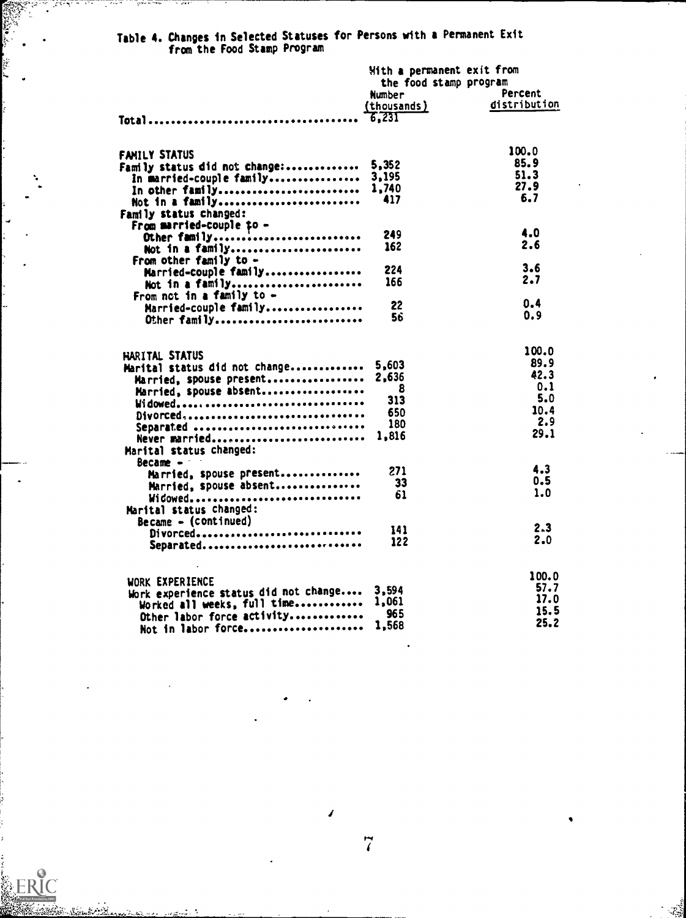### Table 4. Changes in Selected Statuses for Persons with a Permanent Exit from the Food Stamp Program

| | With a permanent exit from the food stamp program | |
|---|---|---|
| | Number (thousands) | Percent distribution |
| Total | 6,231 | |
| **FAMILY STATUS** | | 100.0 |
| Family status did not change: | 5,352 | 85.9 |
| In married-couple family | 3,195 | 51.3 |
| In other family | 1,740 | 27.9 |
| Not in a family | 417 | 6.7 |
| Family status changed: | | |
| From married-couple to - | | |
| Other family | 249 | 4.0 |
| Not in a family | 162 | 2.6 |
| From other family to - | | |
| Married-couple family | 224 | 3.6 |
| Not in a family | 166 | 2.7 |
| From not in a family to - | | |
| Married-couple family | 22 | 0.4 |
| Other family | 56 | 0.9 |
| **MARITAL STATUS** | | 100.0 |
| Marital status did not change | 5,603 | 89.9 |
| Married, spouse present | 2,636 | 42.3 |
| Married, spouse absent | 8 | 0.1 |
| Widowed | 313 | 5.0 |
| Divorced | 650 | 10.4 |
| Separated | 180 | 2.9 |
| Never married | 1,816 | 29.1 |
| Marital status changed: | | |
| Became - | | |
| Married, spouse present | 271 | 4.3 |
| Married, spouse absent | 33 | 0.5 |
| Widowed | 61 | 1.0 |
| Marital status changed: | | |
| Became - (continued) | | |
| Divorced | 141 | 2.3 |
| Separated | 122 | 2.0 |
| **WORK EXPERIENCE** | | 100.0 |
| Work experience status did not change | 3,594 | 57.7 |
| Worked all weeks, full time | 1,061 | 17.0 |
| Other labor force activity | 965 | 15.5 |
| Not in labor force | 1,568 | 25.2 |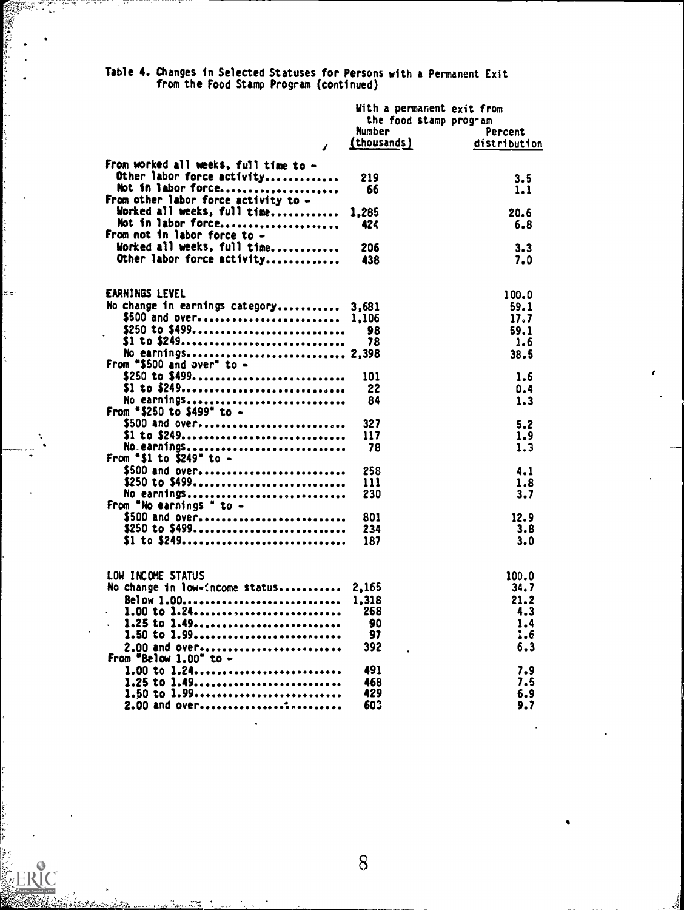Table 4. Changes in Selected Statuses for Persons with a Permanent Exit from the Food Stamp Program (continued)

| | With a permanent exit from the food stamp program | |
|---|---|---|
| | Number (thousands) | Percent distribution |
| From worked all weeks, full time to - | | |
| Other labor force activity............ | 219 | 3.5 |
| Not in labor force.................... | 66 | 1.1 |
| From other labor force activity to - | | |
| Worked all weeks, full time............ | 1,285 | 20.6 |
| Not in labor force.................... | 424 | 6.8 |
| From not in labor force to - | | |
| Worked all weeks, full time............ | 206 | 3.3 |
| Other labor force activity............ | 438 | 7.0 |
| | | |
| EARNINGS LEVEL | | 100.0 |
| No change in earnings category........... | 3,681 | 59.1 |
| $500 and over......................... | 1,106 | 17.7 |
| $250 to $499.......................... | 98 | 59.1 |
| $1 to $249............................ | 78 | 1.6 |
| No earnings........................... | 2,398 | 38.5 |
| From "$500 and over" to - | | |
| $250 to $499.......................... | 101 | 1.6 |
| $1 to $249............................ | 22 | 0.4 |
| No earnings........................... | 84 | 1.3 |
| From "$250 to $499" to - | | |
| $500 and over......................... | 327 | 5.2 |
| $1 to $249............................ | 117 | 1.9 |
| No earnings........................... | 78 | 1.3 |
| From "$1 to $249" to - | | |
| $500 and over......................... | 258 | 4.1 |
| $250 to $499.......................... | 111 | 1.8 |
| No earnings........................... | 230 | 3.7 |
| From "No earnings " to - | | |
| $500 and over......................... | 801 | 12.9 |
| $250 to $499.......................... | 234 | 3.8 |
| $1 to $249............................ | 187 | 3.0 |
| | | |
| LOW INCOME STATUS | | 100.0 |
| No change in low-income status........... | 2,165 | 34.7 |
| Below 1.00............................ | 1,318 | 21.2 |
| 1.00 to 1.24.......................... | 268 | 4.3 |
| 1.25 to 1.49.......................... | 90 | 1.4 |
| 1.50 to 1.99.......................... | 97 | 1.6 |
| 2.00 and over......................... | 392 | 6.3 |
| From "Below 1.00" to - | | |
| 1.00 to 1.24.......................... | 491 | 7.9 |
| 1.25 to 1.49.......................... | 468 | 7.5 |
| 1.50 to 1.99.......................... | 429 | 6.9 |
| 2.00 and over......................... | 603 | 9.7 |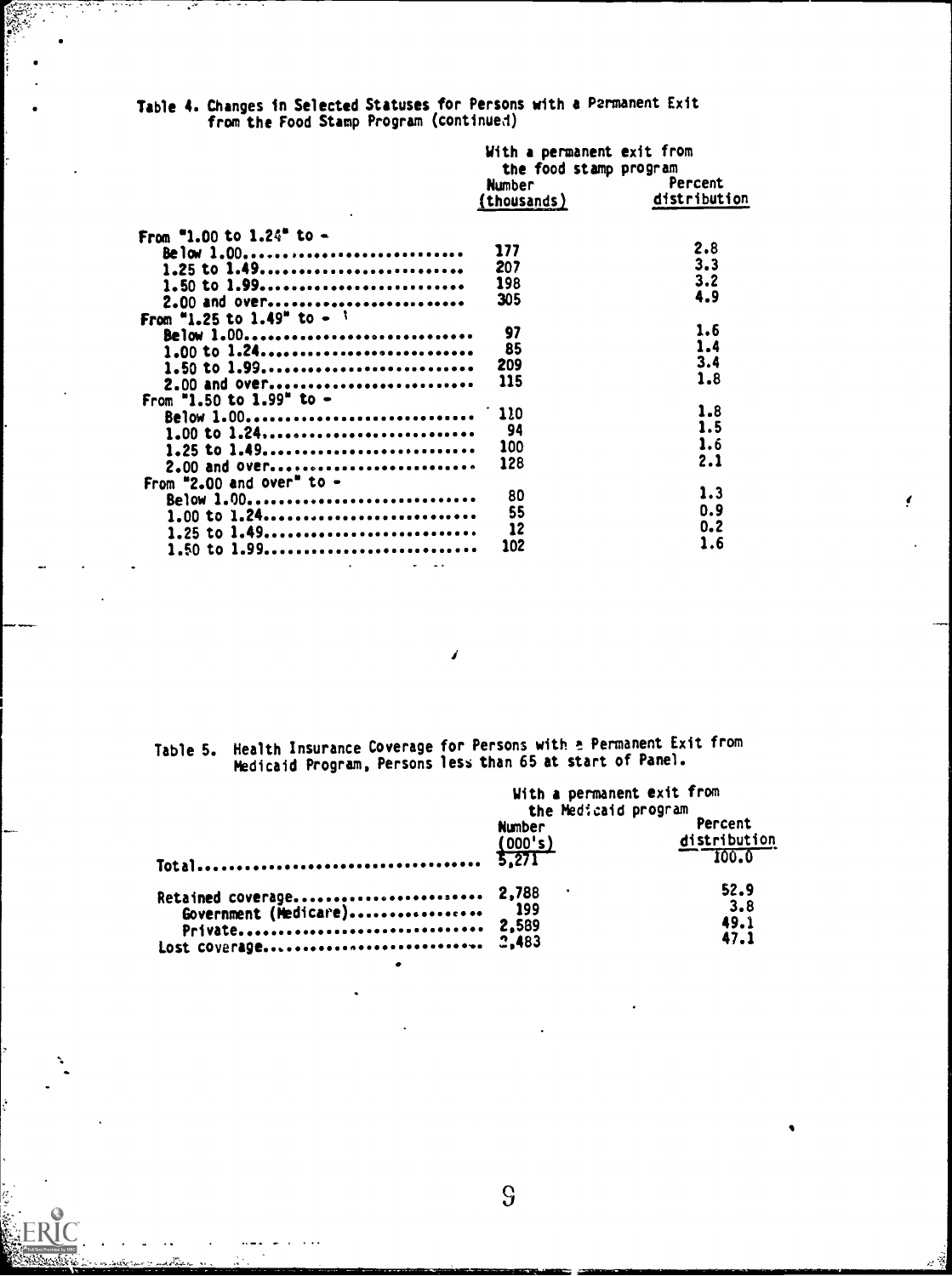Table 4. Changes in Selected Statuses for Persons with a Permanent Exit from the Food Stamp Program (continued)

| | With a permanent exit from the food stamp program | |
|---|---|---|
| | Number (thousands) | Percent distribution |
| From "1.00 to 1.24" to - | | |
| Below 1.00 | 177 | 2.8 |
| 1.25 to 1.49 | 207 | 3.3 |
| 1.50 to 1.99 | 198 | 3.2 |
| 2.00 and over | 305 | 4.9 |
| From "1.25 to 1.49" to - | | |
| Below 1.00 | 97 | 1.6 |
| 1.00 to 1.24 | 85 | 1.4 |
| 1.50 to 1.99 | 209 | 3.4 |
| 2.00 and over | 115 | 1.8 |
| From "1.50 to 1.99" to - | | |
| Below 1.00 | 110 | 1.8 |
| 1.00 to 1.24 | 94 | 1.5 |
| 1.25 to 1.49 | 100 | 1.6 |
| 2.00 and over | 128 | 2.1 |
| From "2.00 and over" to - | | |
| Below 1.00 | 80 | 1.3 |
| 1.00 to 1.24 | 55 | 0.9 |
| 1.25 to 1.49 | 12 | 0.2 |
| 1.50 to 1.99 | 102 | 1.6 |

Table 5. Health Insurance Coverage for Persons with a Permanent Exit from Medicaid Program, Persons less than 65 at start of Panel.

| | With a permanent exit from the Medicaid program | |
|---|---|---|
| | Number (000's) | Percent distribution |
| Total | 5,271 | 100.0 |
| Retained coverage | 2,788 | 52.9 |
| Government (Medicare) | 199 | 3.8 |
| Private | 2,589 | 49.1 |
| Lost coverage | 2,483 | 47.1 |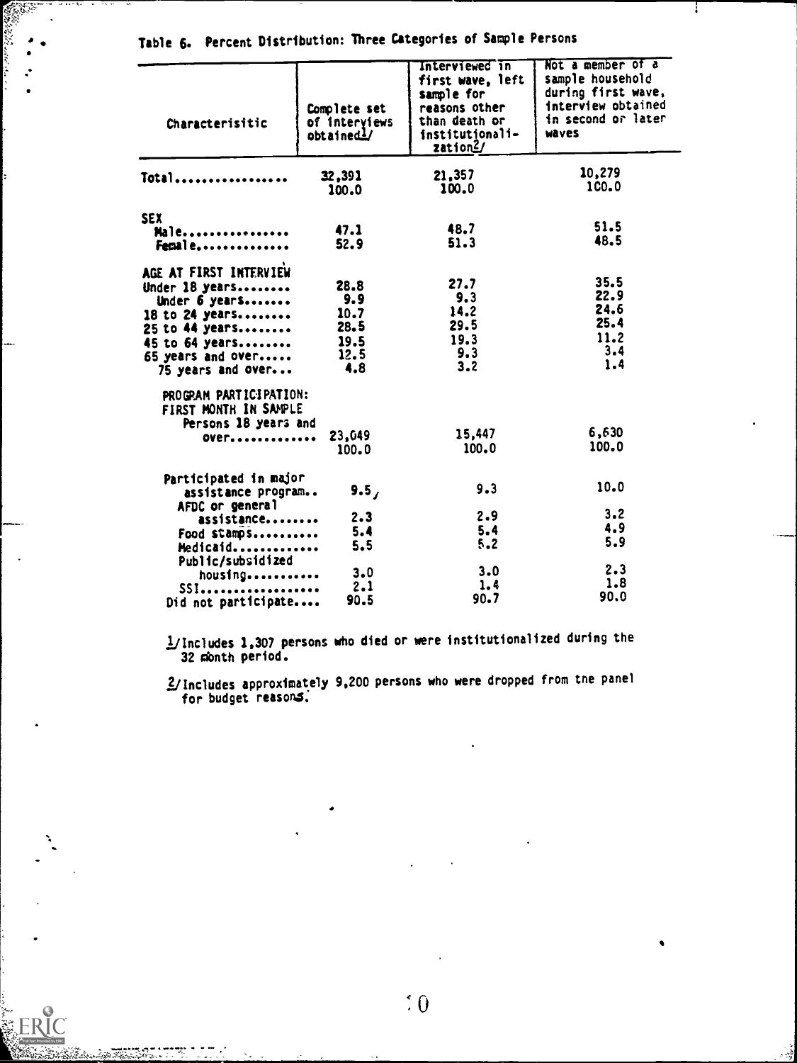Table 6. Percent Distribution: Three Categories of Sample Persons

| Characterisitic | Complete set of interviews obtained[1] | Interviewed in first wave, left sample for reasons other than death or institutionalization[2] | Not a member of a sample household during first wave, interview obtained in second or later waves |
|---|---|---|---|
| Total | 32,391 | 21,357 | 10,279 |
| | 100.0 | 100.0 | 100.0 |
| SEX | | | |
| Male | 47.1 | 48.7 | 51.5 |
| Female | 52.9 | 51.3 | 48.5 |
| AGE AT FIRST INTERVIEW | | | |
| Under 18 years | 28.8 | 27.7 | 35.5 |
| Under 6 years | 9.9 | 9.3 | 22.9 |
| 18 to 24 years | 10.7 | 14.2 | 24.6 |
| 25 to 44 years | 28.5 | 29.5 | 25.4 |
| 45 to 64 years | 19.5 | 19.3 | 11.2 |
| 65 years and over | 12.5 | 9.3 | 3.4 |
| 75 years and over | 4.8 | 3.2 | 1.4 |
| PROGRAM PARTICIPATION: FIRST MONTH IN SAMPLE | | | |
| Persons 18 years and over | 23,049 | 15,447 | 6,630 |
| | 100.0 | 100.0 | 100.0 |
| Participated in major assistance program | 9.5 | 9.3 | 10.0 |
| AFDC or general assistance | 2.3 | 2.9 | 3.2 |
| Food stamps | 5.4 | 5.4 | 4.9 |
| Medicaid | 5.5 | 5.2 | 5.9 |
| Public/subsidized housing | 3.0 | 3.0 | 2.3 |
| SSI | 2.1 | 1.4 | 1.8 |
| Did not participate | 90.5 | 90.7 | 90.0 |

1/Includes 1,307 persons who died or were institutionalized during the 32 month period.

2/Includes approximately 9,200 persons who were dropped from the panel for budget reasons.